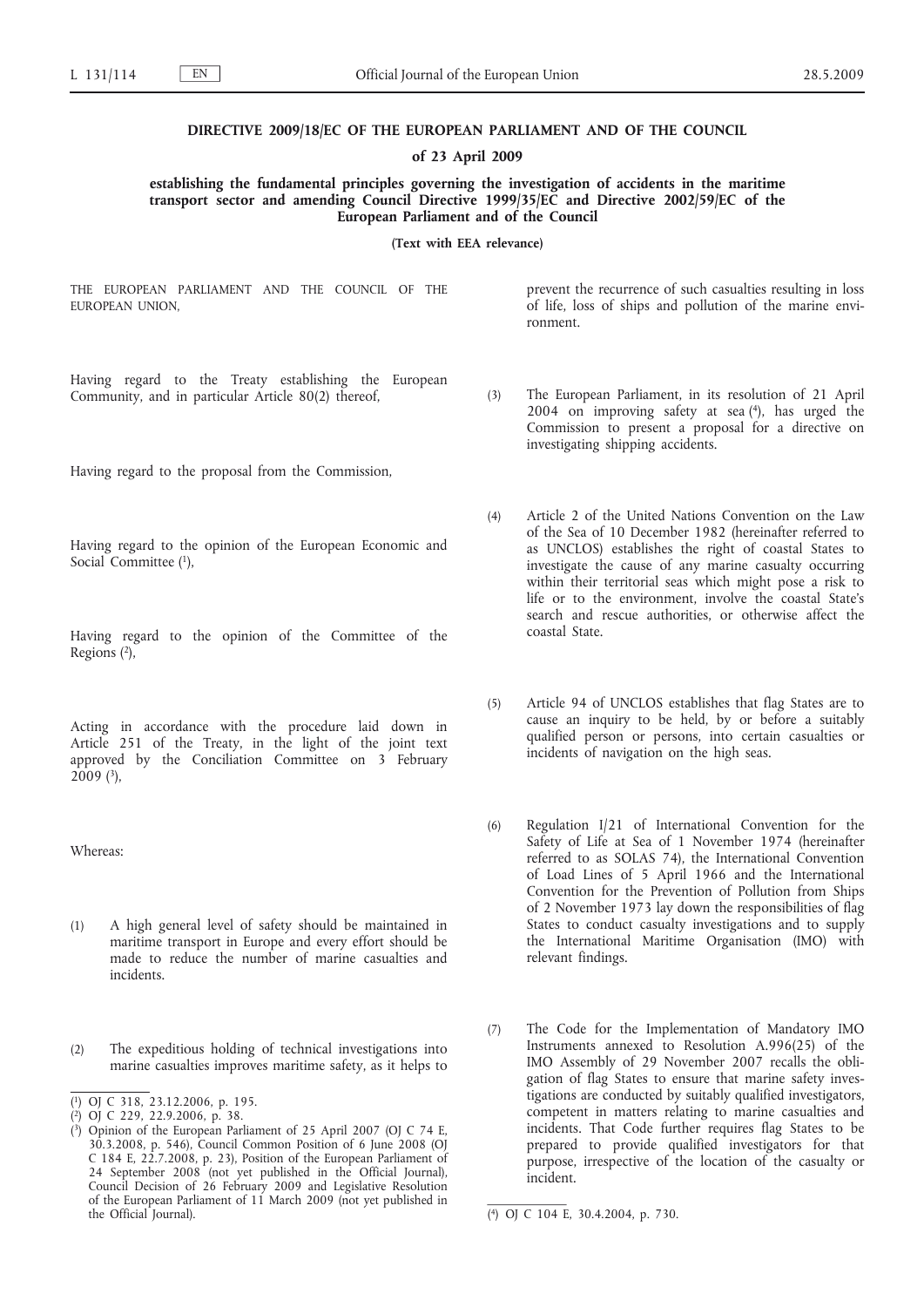**DIRECTIVE 2009/18/EC OF THE EUROPEAN PARLIAMENT AND OF THE COUNCIL**

**of 23 April 2009**

**establishing the fundamental principles governing the investigation of accidents in the maritime transport sector and amending Council Directive 1999/35/EC and Directive 2002/59/EC of the European Parliament and of the Council**

**(Text with EEA relevance)**

THE EUROPEAN PARLIAMENT AND THE COUNCIL OF THE EUROPEAN UNION,

Having regard to the Treaty establishing the European Community, and in particular Article 80(2) thereof,

Having regard to the proposal from the Commission,

Having regard to the opinion of the European Economic and Social Committee [1],

Having regard to the opinion of the Committee of the Regions [2],

Acting in accordance with the procedure laid down in Article 251 of the Treaty, in the light of the joint text approved by the Conciliation Committee on 3 February 2009 [3],

Whereas:

(1) A high general level of safety should be maintained in maritime transport in Europe and every effort should be made to reduce the number of marine casualties and incidents.

(2) The expeditious holding of technical investigations into marine casualties improves maritime safety, as it helps to prevent the recurrence of such casualties resulting in loss of life, loss of ships and pollution of the marine environment.

(3) The European Parliament, in its resolution of 21 April 2004 on improving safety at sea [4], has urged the Commission to present a proposal for a directive on investigating shipping accidents.

(4) Article 2 of the United Nations Convention on the Law of the Sea of 10 December 1982 (hereinafter referred to as UNCLOS) establishes the right of coastal States to investigate the cause of any marine casualty occurring within their territorial seas which might pose a risk to life or to the environment, involve the coastal State's search and rescue authorities, or otherwise affect the coastal State.

(5) Article 94 of UNCLOS establishes that flag States are to cause an inquiry to be held, by or before a suitably qualified person or persons, into certain casualties or incidents of navigation on the high seas.

(6) Regulation I/21 of International Convention for the Safety of Life at Sea of 1 November 1974 (hereinafter referred to as SOLAS 74), the International Convention of Load Lines of 5 April 1966 and the International Convention for the Prevention of Pollution from Ships of 2 November 1973 lay down the responsibilities of flag States to conduct casualty investigations and to supply the International Maritime Organisation (IMO) with relevant findings.

(7) The Code for the Implementation of Mandatory IMO Instruments annexed to Resolution A.996(25) of the IMO Assembly of 29 November 2007 recalls the obligation of flag States to ensure that marine safety investigations are conducted by suitably qualified investigators, competent in matters relating to marine casualties and incidents. That Code further requires flag States to be prepared to provide qualified investigators for that purpose, irrespective of the location of the casualty or incident.

---

[1] OJ C 318, 23.12.2006, p. 195.

[2] OJ C 229, 22.9.2006, p. 38.

[3] Opinion of the European Parliament of 25 April 2007 (OJ C 74 E, 30.3.2008, p. 546), Council Common Position of 6 June 2008 (OJ C 184 E, 22.7.2008, p. 23), Position of the European Parliament of 24 September 2008 (not yet published in the Official Journal), Council Decision of 26 February 2009 and Legislative Resolution of the European Parliament of 11 March 2009 (not yet published in the Official Journal).

[4] OJ C 104 E, 30.4.2004, p. 730.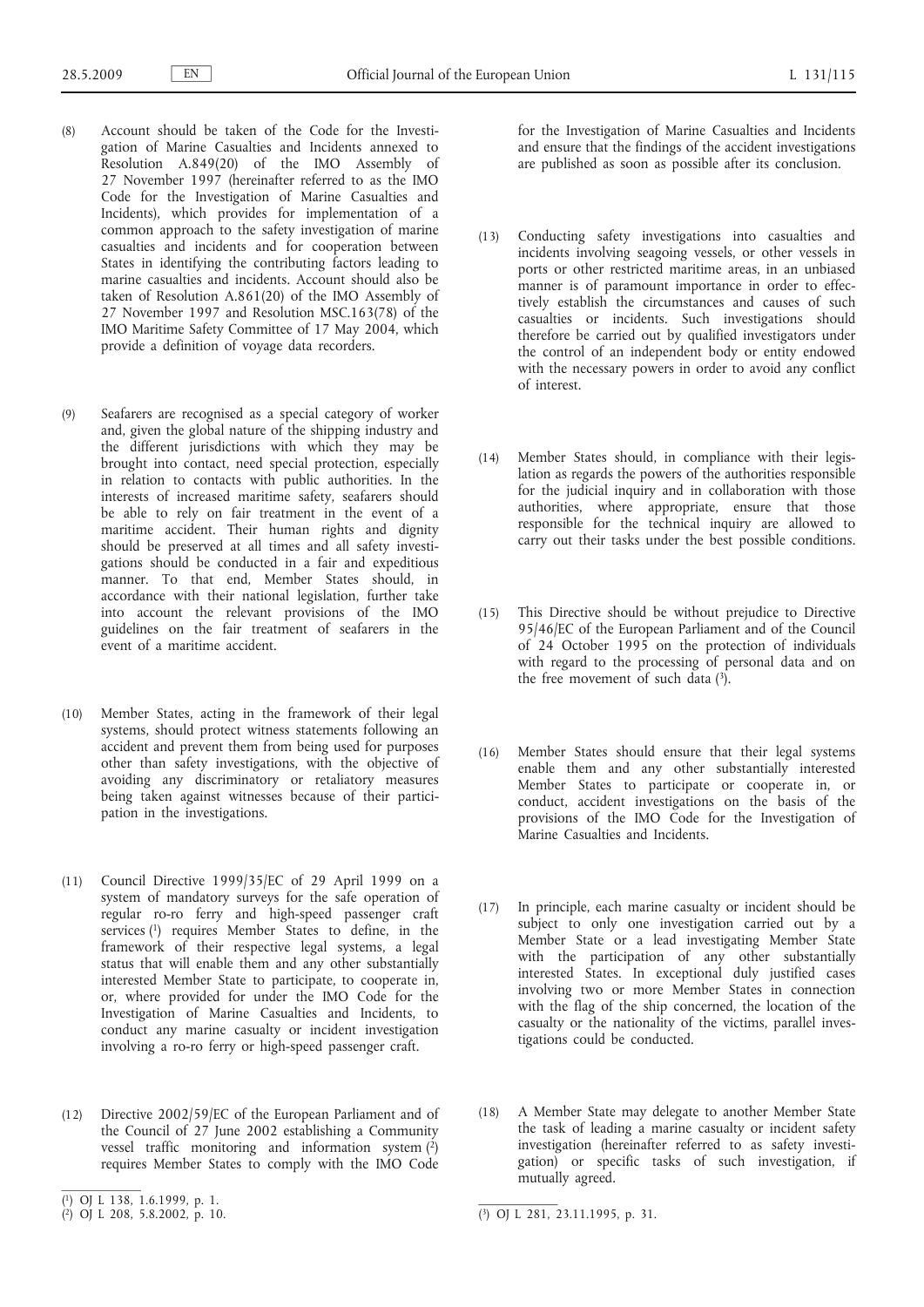(8) Account should be taken of the Code for the Investigation of Marine Casualties and Incidents annexed to Resolution A.849(20) of the IMO Assembly of 27 November 1997 (hereinafter referred to as the IMO Code for the Investigation of Marine Casualties and Incidents), which provides for implementation of a common approach to the safety investigation of marine casualties and incidents and for cooperation between States in identifying the contributing factors leading to marine casualties and incidents. Account should also be taken of Resolution A.861(20) of the IMO Assembly of 27 November 1997 and Resolution MSC.163(78) of the IMO Maritime Safety Committee of 17 May 2004, which provide a definition of voyage data recorders.

(9) Seafarers are recognised as a special category of worker and, given the global nature of the shipping industry and the different jurisdictions with which they may be brought into contact, need special protection, especially in relation to contacts with public authorities. In the interests of increased maritime safety, seafarers should be able to rely on fair treatment in the event of a maritime accident. Their human rights and dignity should be preserved at all times and all safety investigations should be conducted in a fair and expeditious manner. To that end, Member States should, in accordance with their national legislation, further take into account the relevant provisions of the IMO guidelines on the fair treatment of seafarers in the event of a maritime accident.

(10) Member States, acting in the framework of their legal systems, should protect witness statements following an accident and prevent them from being used for purposes other than safety investigations, with the objective of avoiding any discriminatory or retaliatory measures being taken against witnesses because of their participation in the investigations.

(11) Council Directive 1999/35/EC of 29 April 1999 on a system of mandatory surveys for the safe operation of regular ro-ro ferry and high-speed passenger craft services [1] requires Member States to define, in the framework of their respective legal systems, a legal status that will enable them and any other substantially interested Member State to participate, to cooperate in, or, where provided for under the IMO Code for the Investigation of Marine Casualties and Incidents, to conduct any marine casualty or incident investigation involving a ro-ro ferry or high-speed passenger craft.

(12) Directive 2002/59/EC of the European Parliament and of the Council of 27 June 2002 establishing a Community vessel traffic monitoring and information system [2] requires Member States to comply with the IMO Code for the Investigation of Marine Casualties and Incidents and ensure that the findings of the accident investigations are published as soon as possible after its conclusion.

(13) Conducting safety investigations into casualties and incidents involving seagoing vessels, or other vessels in ports or other restricted maritime areas, in an unbiased manner is of paramount importance in order to effectively establish the circumstances and causes of such casualties or incidents. Such investigations should therefore be carried out by qualified investigators under the control of an independent body or entity endowed with the necessary powers in order to avoid any conflict of interest.

(14) Member States should, in compliance with their legislation as regards the powers of the authorities responsible for the judicial inquiry and in collaboration with those authorities, where appropriate, ensure that those responsible for the technical inquiry are allowed to carry out their tasks under the best possible conditions.

(15) This Directive should be without prejudice to Directive 95/46/EC of the European Parliament and of the Council of 24 October 1995 on the protection of individuals with regard to the processing of personal data and on the free movement of such data [3].

(16) Member States should ensure that their legal systems enable them and any other substantially interested Member States to participate or cooperate in, or conduct, accident investigations on the basis of the provisions of the IMO Code for the Investigation of Marine Casualties and Incidents.

(17) In principle, each marine casualty or incident should be subject to only one investigation carried out by a Member State or a lead investigating Member State with the participation of any other substantially interested States. In exceptional duly justified cases involving two or more Member States in connection with the flag of the ship concerned, the location of the casualty or the nationality of the victims, parallel investigations could be conducted.

(18) A Member State may delegate to another Member State the task of leading a marine casualty or incident safety investigation (hereinafter referred to as safety investigation) or specific tasks of such investigation, if mutually agreed.

---

[1] OJ L 138, 1.6.1999, p. 1.

[2] OJ L 208, 5.8.2002, p. 10.

[3] OJ L 281, 23.11.1995, p. 31.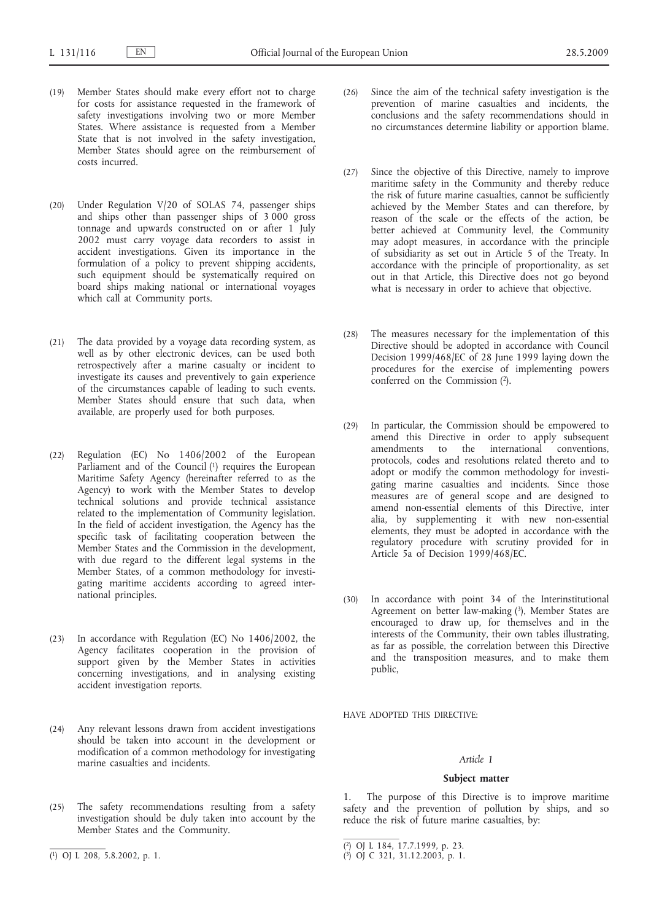(19) Member States should make every effort not to charge for costs for assistance requested in the framework of safety investigations involving two or more Member States. Where assistance is requested from a Member State that is not involved in the safety investigation, Member States should agree on the reimbursement of costs incurred.

(20) Under Regulation V/20 of SOLAS 74, passenger ships and ships other than passenger ships of 3 000 gross tonnage and upwards constructed on or after 1 July 2002 must carry voyage data recorders to assist in accident investigations. Given its importance in the formulation of a policy to prevent shipping accidents, such equipment should be systematically required on board ships making national or international voyages which call at Community ports.

(21) The data provided by a voyage data recording system, as well as by other electronic devices, can be used both retrospectively after a marine casualty or incident to investigate its causes and preventively to gain experience of the circumstances capable of leading to such events. Member States should ensure that such data, when available, are properly used for both purposes.

(22) Regulation (EC) No 1406/2002 of the European Parliament and of the Council [1] requires the European Maritime Safety Agency (hereinafter referred to as the Agency) to work with the Member States to develop technical solutions and provide technical assistance related to the implementation of Community legislation. In the field of accident investigation, the Agency has the specific task of facilitating cooperation between the Member States and the Commission in the development, with due regard to the different legal systems in the Member States, of a common methodology for investigating maritime accidents according to agreed international principles.

(23) In accordance with Regulation (EC) No 1406/2002, the Agency facilitates cooperation in the provision of support given by the Member States in activities concerning investigations, and in analysing existing accident investigation reports.

(24) Any relevant lessons drawn from accident investigations should be taken into account in the development or modification of a common methodology for investigating marine casualties and incidents.

(25) The safety recommendations resulting from a safety investigation should be duly taken into account by the Member States and the Community.

(26) Since the aim of the technical safety investigation is the prevention of marine casualties and incidents, the conclusions and the safety recommendations should in no circumstances determine liability or apportion blame.

(27) Since the objective of this Directive, namely to improve maritime safety in the Community and thereby reduce the risk of future marine casualties, cannot be sufficiently achieved by the Member States and can therefore, by reason of the scale or the effects of the action, be better achieved at Community level, the Community may adopt measures, in accordance with the principle of subsidiarity as set out in Article 5 of the Treaty. In accordance with the principle of proportionality, as set out in that Article, this Directive does not go beyond what is necessary in order to achieve that objective.

(28) The measures necessary for the implementation of this Directive should be adopted in accordance with Council Decision 1999/468/EC of 28 June 1999 laying down the procedures for the exercise of implementing powers conferred on the Commission [2].

(29) In particular, the Commission should be empowered to amend this Directive in order to apply subsequent amendments to the international conventions, protocols, codes and resolutions related thereto and to adopt or modify the common methodology for investigating marine casualties and incidents. Since those measures are of general scope and are designed to amend non-essential elements of this Directive, inter alia, by supplementing it with new non-essential elements, they must be adopted in accordance with the regulatory procedure with scrutiny provided for in Article 5a of Decision 1999/468/EC.

(30) In accordance with point 34 of the Interinstitutional Agreement on better law-making [3], Member States are encouraged to draw up, for themselves and in the interests of the Community, their own tables illustrating, as far as possible, the correlation between this Directive and the transposition measures, and to make them public,

HAVE ADOPTED THIS DIRECTIVE:

*Article 1*

**Subject matter**

1. The purpose of this Directive is to improve maritime safety and the prevention of pollution by ships, and so reduce the risk of future marine casualties, by:

---

[1] OJ L 208, 5.8.2002, p. 1.

[2] OJ L 184, 17.7.1999, p. 23.

[3] OJ C 321, 31.12.2003, p. 1.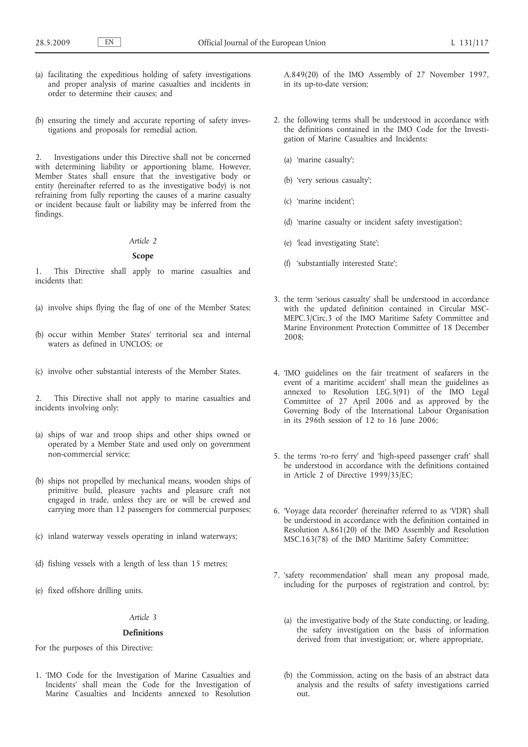(a) facilitating the expeditious holding of safety investigations and proper analysis of marine casualties and incidents in order to determine their causes; and

(b) ensuring the timely and accurate reporting of safety investigations and proposals for remedial action.

2. Investigations under this Directive shall not be concerned with determining liability or apportioning blame. However, Member States shall ensure that the investigative body or entity (hereinafter referred to as the investigative body) is not refraining from fully reporting the causes of a marine casualty or incident because fault or liability may be inferred from the findings.

*Article 2*

**Scope**

1. This Directive shall apply to marine casualties and incidents that:

(a) involve ships flying the flag of one of the Member States;

(b) occur within Member States' territorial sea and internal waters as defined in UNCLOS; or

(c) involve other substantial interests of the Member States.

2. This Directive shall not apply to marine casualties and incidents involving only:

(a) ships of war and troop ships and other ships owned or operated by a Member State and used only on government non-commercial service;

(b) ships not propelled by mechanical means, wooden ships of primitive build, pleasure yachts and pleasure craft not engaged in trade, unless they are or will be crewed and carrying more than 12 passengers for commercial purposes;

(c) inland waterway vessels operating in inland waterways;

(d) fishing vessels with a length of less than 15 metres;

(e) fixed offshore drilling units.

*Article 3*

**Definitions**

For the purposes of this Directive:

1. 'IMO Code for the Investigation of Marine Casualties and Incidents' shall mean the Code for the Investigation of Marine Casualties and Incidents annexed to Resolution A.849(20) of the IMO Assembly of 27 November 1997, in its up-to-date version;

2. the following terms shall be understood in accordance with the definitions contained in the IMO Code for the Investigation of Marine Casualties and Incidents:

   (a) 'marine casualty';

   (b) 'very serious casualty';

   (c) 'marine incident';

   (d) 'marine casualty or incident safety investigation';

   (e) 'lead investigating State';

   (f) 'substantially interested State';

3. the term 'serious casualty' shall be understood in accordance with the updated definition contained in Circular MSC-MEPC.3/Circ.3 of the IMO Maritime Safety Committee and Marine Environment Protection Committee of 18 December 2008;

4. 'IMO guidelines on the fair treatment of seafarers in the event of a maritime accident' shall mean the guidelines as annexed to Resolution LEG.3(91) of the IMO Legal Committee of 27 April 2006 and as approved by the Governing Body of the International Labour Organisation in its 296th session of 12 to 16 June 2006;

5. the terms 'ro-ro ferry' and 'high-speed passenger craft' shall be understood in accordance with the definitions contained in Article 2 of Directive 1999/35/EC;

6. 'Voyage data recorder' (hereinafter referred to as 'VDR') shall be understood in accordance with the definition contained in Resolution A.861(20) of the IMO Assembly and Resolution MSC.163(78) of the IMO Maritime Safety Committee;

7. 'safety recommendation' shall mean any proposal made, including for the purposes of registration and control, by:

   (a) the investigative body of the State conducting, or leading, the safety investigation on the basis of information derived from that investigation; or, where appropriate,

   (b) the Commission, acting on the basis of an abstract data analysis and the results of safety investigations carried out.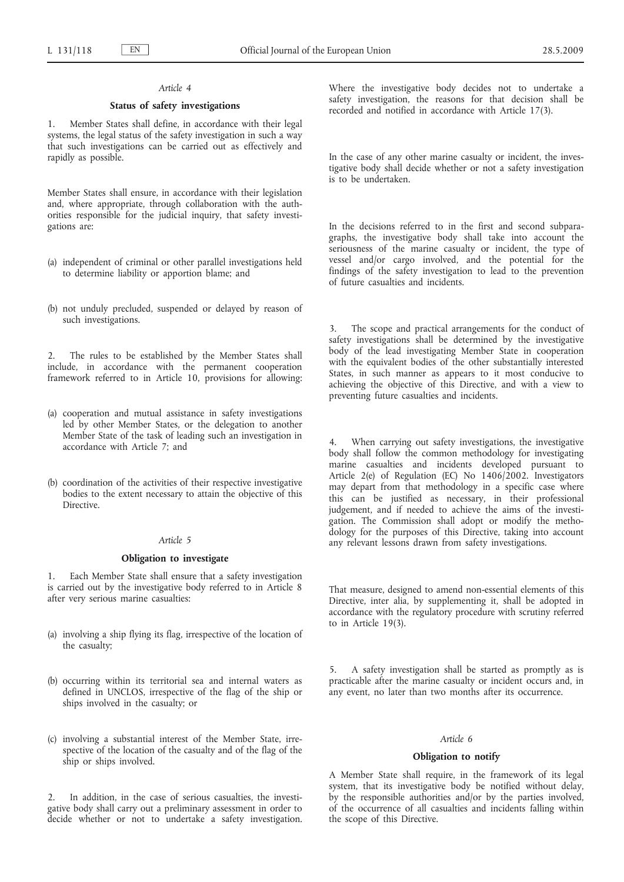*Article 4*

**Status of safety investigations**

1. Member States shall define, in accordance with their legal systems, the legal status of the safety investigation in such a way that such investigations can be carried out as effectively and rapidly as possible.

Member States shall ensure, in accordance with their legislation and, where appropriate, through collaboration with the authorities responsible for the judicial inquiry, that safety investigations are:

(a) independent of criminal or other parallel investigations held to determine liability or apportion blame; and

(b) not unduly precluded, suspended or delayed by reason of such investigations.

2. The rules to be established by the Member States shall include, in accordance with the permanent cooperation framework referred to in Article 10, provisions for allowing:

(a) cooperation and mutual assistance in safety investigations led by other Member States, or the delegation to another Member State of the task of leading such an investigation in accordance with Article 7; and

(b) coordination of the activities of their respective investigative bodies to the extent necessary to attain the objective of this Directive.

*Article 5*

**Obligation to investigate**

1. Each Member State shall ensure that a safety investigation is carried out by the investigative body referred to in Article 8 after very serious marine casualties:

(a) involving a ship flying its flag, irrespective of the location of the casualty;

(b) occurring within its territorial sea and internal waters as defined in UNCLOS, irrespective of the flag of the ship or ships involved in the casualty; or

(c) involving a substantial interest of the Member State, irrespective of the location of the casualty and of the flag of the ship or ships involved.

2. In addition, in the case of serious casualties, the investigative body shall carry out a preliminary assessment in order to decide whether or not to undertake a safety investigation. Where the investigative body decides not to undertake a safety investigation, the reasons for that decision shall be recorded and notified in accordance with Article 17(3).

In the case of any other marine casualty or incident, the investigative body shall decide whether or not a safety investigation is to be undertaken.

In the decisions referred to in the first and second subparagraphs, the investigative body shall take into account the seriousness of the marine casualty or incident, the type of vessel and/or cargo involved, and the potential for the findings of the safety investigation to lead to the prevention of future casualties and incidents.

3. The scope and practical arrangements for the conduct of safety investigations shall be determined by the investigative body of the lead investigating Member State in cooperation with the equivalent bodies of the other substantially interested States, in such manner as appears to it most conducive to achieving the objective of this Directive, and with a view to preventing future casualties and incidents.

4. When carrying out safety investigations, the investigative body shall follow the common methodology for investigating marine casualties and incidents developed pursuant to Article 2(e) of Regulation (EC) No 1406/2002. Investigators may depart from that methodology in a specific case where this can be justified as necessary, in their professional judgement, and if needed to achieve the aims of the investigation. The Commission shall adopt or modify the methodology for the purposes of this Directive, taking into account any relevant lessons drawn from safety investigations.

That measure, designed to amend non-essential elements of this Directive, inter alia, by supplementing it, shall be adopted in accordance with the regulatory procedure with scrutiny referred to in Article 19(3).

5. A safety investigation shall be started as promptly as is practicable after the marine casualty or incident occurs and, in any event, no later than two months after its occurrence.

*Article 6*

**Obligation to notify**

A Member State shall require, in the framework of its legal system, that its investigative body be notified without delay, by the responsible authorities and/or by the parties involved, of the occurrence of all casualties and incidents falling within the scope of this Directive.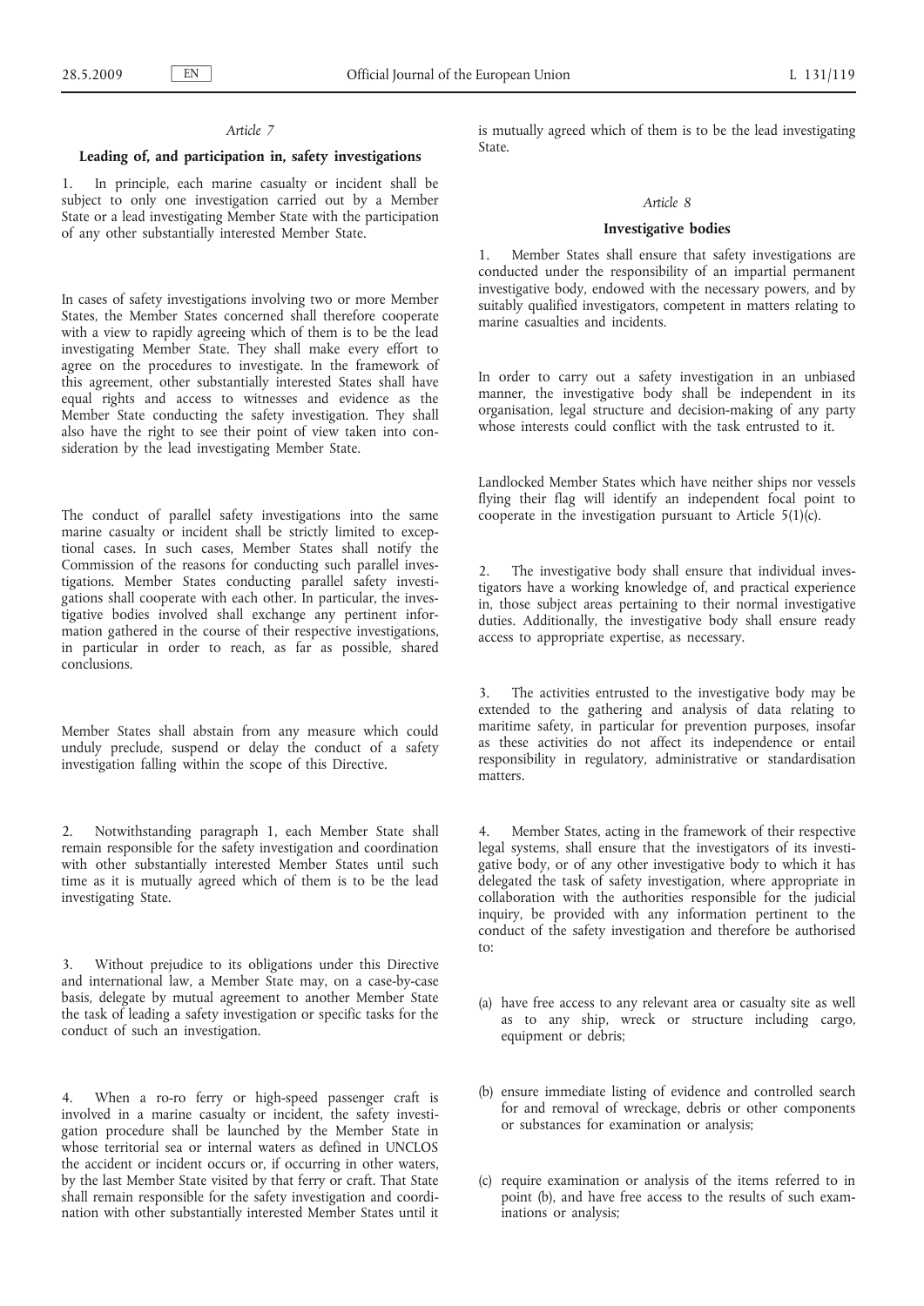*Article 7*

**Leading of, and participation in, safety investigations**

1. In principle, each marine casualty or incident shall be subject to only one investigation carried out by a Member State or a lead investigating Member State with the participation of any other substantially interested Member State.

In cases of safety investigations involving two or more Member States, the Member States concerned shall therefore cooperate with a view to rapidly agreeing which of them is to be the lead investigating Member State. They shall make every effort to agree on the procedures to investigate. In the framework of this agreement, other substantially interested States shall have equal rights and access to witnesses and evidence as the Member State conducting the safety investigation. They shall also have the right to see their point of view taken into consideration by the lead investigating Member State.

The conduct of parallel safety investigations into the same marine casualty or incident shall be strictly limited to exceptional cases. In such cases, Member States shall notify the Commission of the reasons for conducting such parallel investigations. Member States conducting parallel safety investigations shall cooperate with each other. In particular, the investigative bodies involved shall exchange any pertinent information gathered in the course of their respective investigations, in particular in order to reach, as far as possible, shared conclusions.

Member States shall abstain from any measure which could unduly preclude, suspend or delay the conduct of a safety investigation falling within the scope of this Directive.

2. Notwithstanding paragraph 1, each Member State shall remain responsible for the safety investigation and coordination with other substantially interested Member States until such time as it is mutually agreed which of them is to be the lead investigating State.

3. Without prejudice to its obligations under this Directive and international law, a Member State may, on a case-by-case basis, delegate by mutual agreement to another Member State the task of leading a safety investigation or specific tasks for the conduct of such an investigation.

4. When a ro-ro ferry or high-speed passenger craft is involved in a marine casualty or incident, the safety investigation procedure shall be launched by the Member State in whose territorial sea or internal waters as defined in UNCLOS the accident or incident occurs or, if occurring in other waters, by the last Member State visited by that ferry or craft. That State shall remain responsible for the safety investigation and coordination with other substantially interested Member States until it is mutually agreed which of them is to be the lead investigating State.

*Article 8*

**Investigative bodies**

1. Member States shall ensure that safety investigations are conducted under the responsibility of an impartial permanent investigative body, endowed with the necessary powers, and by suitably qualified investigators, competent in matters relating to marine casualties and incidents.

In order to carry out a safety investigation in an unbiased manner, the investigative body shall be independent in its organisation, legal structure and decision-making of any party whose interests could conflict with the task entrusted to it.

Landlocked Member States which have neither ships nor vessels flying their flag will identify an independent focal point to cooperate in the investigation pursuant to Article 5(1)(c).

2. The investigative body shall ensure that individual investigators have a working knowledge of, and practical experience in, those subject areas pertaining to their normal investigative duties. Additionally, the investigative body shall ensure ready access to appropriate expertise, as necessary.

3. The activities entrusted to the investigative body may be extended to the gathering and analysis of data relating to maritime safety, in particular for prevention purposes, insofar as these activities do not affect its independence or entail responsibility in regulatory, administrative or standardisation matters.

4. Member States, acting in the framework of their respective legal systems, shall ensure that the investigators of its investigative body, or of any other investigative body to which it has delegated the task of safety investigation, where appropriate in collaboration with the authorities responsible for the judicial inquiry, be provided with any information pertinent to the conduct of the safety investigation and therefore be authorised to:

(a) have free access to any relevant area or casualty site as well as to any ship, wreck or structure including cargo, equipment or debris;

(b) ensure immediate listing of evidence and controlled search for and removal of wreckage, debris or other components or substances for examination or analysis;

(c) require examination or analysis of the items referred to in point (b), and have free access to the results of such examinations or analysis;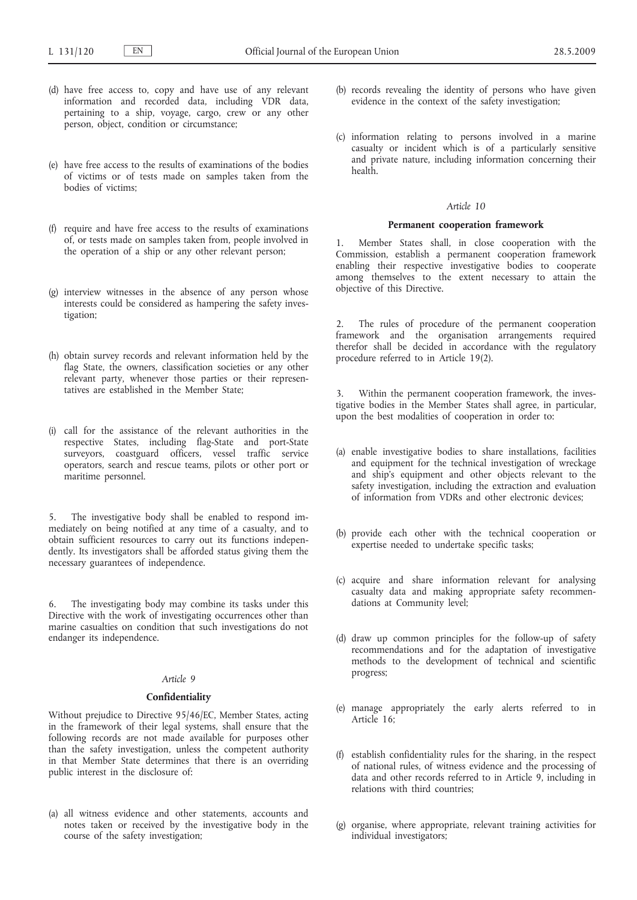(d) have free access to, copy and have use of any relevant information and recorded data, including VDR data, pertaining to a ship, voyage, cargo, crew or any other person, object, condition or circumstance;

(e) have free access to the results of examinations of the bodies of victims or of tests made on samples taken from the bodies of victims;

(f) require and have free access to the results of examinations of, or tests made on samples taken from, people involved in the operation of a ship or any other relevant person;

(g) interview witnesses in the absence of any person whose interests could be considered as hampering the safety investigation;

(h) obtain survey records and relevant information held by the flag State, the owners, classification societies or any other relevant party, whenever those parties or their representatives are established in the Member State;

(i) call for the assistance of the relevant authorities in the respective States, including flag-State and port-State surveyors, coastguard officers, vessel traffic service operators, search and rescue teams, pilots or other port or maritime personnel.

5. The investigative body shall be enabled to respond immediately on being notified at any time of a casualty, and to obtain sufficient resources to carry out its functions independently. Its investigators shall be afforded status giving them the necessary guarantees of independence.

6. The investigating body may combine its tasks under this Directive with the work of investigating occurrences other than marine casualties on condition that such investigations do not endanger its independence.

*Article 9*

**Confidentiality**

Without prejudice to Directive 95/46/EC, Member States, acting in the framework of their legal systems, shall ensure that the following records are not made available for purposes other than the safety investigation, unless the competent authority in that Member State determines that there is an overriding public interest in the disclosure of:

(a) all witness evidence and other statements, accounts and notes taken or received by the investigative body in the course of the safety investigation;

(b) records revealing the identity of persons who have given evidence in the context of the safety investigation;

(c) information relating to persons involved in a marine casualty or incident which is of a particularly sensitive and private nature, including information concerning their health.

*Article 10*

**Permanent cooperation framework**

1. Member States shall, in close cooperation with the Commission, establish a permanent cooperation framework enabling their respective investigative bodies to cooperate among themselves to the extent necessary to attain the objective of this Directive.

2. The rules of procedure of the permanent cooperation framework and the organisation arrangements required therefor shall be decided in accordance with the regulatory procedure referred to in Article 19(2).

3. Within the permanent cooperation framework, the investigative bodies in the Member States shall agree, in particular, upon the best modalities of cooperation in order to:

(a) enable investigative bodies to share installations, facilities and equipment for the technical investigation of wreckage and ship's equipment and other objects relevant to the safety investigation, including the extraction and evaluation of information from VDRs and other electronic devices;

(b) provide each other with the technical cooperation or expertise needed to undertake specific tasks;

(c) acquire and share information relevant for analysing casualty data and making appropriate safety recommendations at Community level;

(d) draw up common principles for the follow-up of safety recommendations and for the adaptation of investigative methods to the development of technical and scientific progress;

(e) manage appropriately the early alerts referred to in Article 16;

(f) establish confidentiality rules for the sharing, in the respect of national rules, of witness evidence and the processing of data and other records referred to in Article 9, including in relations with third countries;

(g) organise, where appropriate, relevant training activities for individual investigators;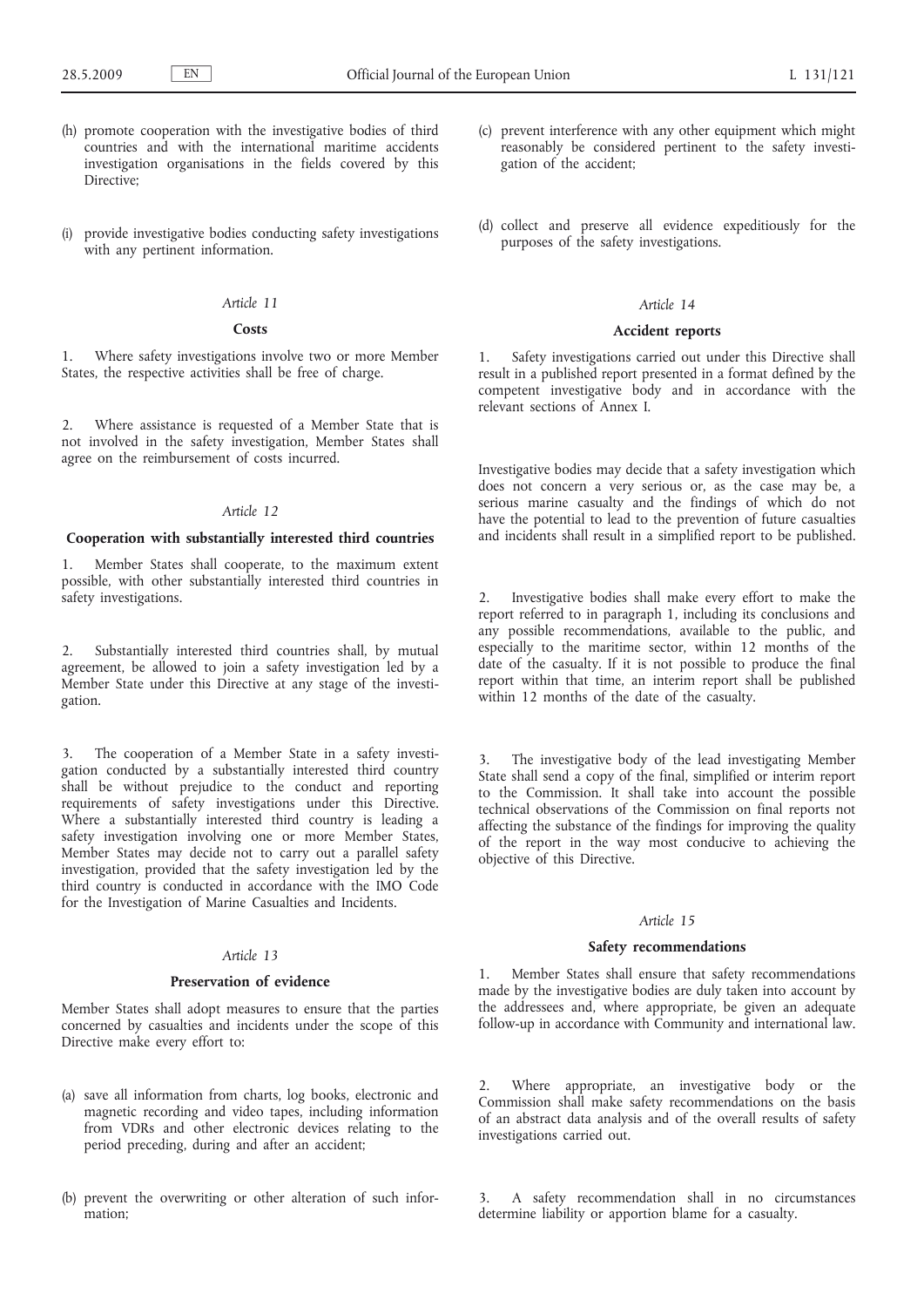(h) promote cooperation with the investigative bodies of third countries and with the international maritime accidents investigation organisations in the fields covered by this Directive;

(i) provide investigative bodies conducting safety investigations with any pertinent information.

*Article 11*

**Costs**

1. Where safety investigations involve two or more Member States, the respective activities shall be free of charge.

2. Where assistance is requested of a Member State that is not involved in the safety investigation, Member States shall agree on the reimbursement of costs incurred.

*Article 12*

**Cooperation with substantially interested third countries**

1. Member States shall cooperate, to the maximum extent possible, with other substantially interested third countries in safety investigations.

2. Substantially interested third countries shall, by mutual agreement, be allowed to join a safety investigation led by a Member State under this Directive at any stage of the investigation.

3. The cooperation of a Member State in a safety investigation conducted by a substantially interested third country shall be without prejudice to the conduct and reporting requirements of safety investigations under this Directive. Where a substantially interested third country is leading a safety investigation involving one or more Member States, Member States may decide not to carry out a parallel safety investigation, provided that the safety investigation led by the third country is conducted in accordance with the IMO Code for the Investigation of Marine Casualties and Incidents.

*Article 13*

**Preservation of evidence**

Member States shall adopt measures to ensure that the parties concerned by casualties and incidents under the scope of this Directive make every effort to:

(a) save all information from charts, log books, electronic and magnetic recording and video tapes, including information from VDRs and other electronic devices relating to the period preceding, during and after an accident;

(b) prevent the overwriting or other alteration of such information;

(c) prevent interference with any other equipment which might reasonably be considered pertinent to the safety investigation of the accident;

(d) collect and preserve all evidence expeditiously for the purposes of the safety investigations.

*Article 14*

**Accident reports**

1. Safety investigations carried out under this Directive shall result in a published report presented in a format defined by the competent investigative body and in accordance with the relevant sections of Annex I.

Investigative bodies may decide that a safety investigation which does not concern a very serious or, as the case may be, a serious marine casualty and the findings of which do not have the potential to lead to the prevention of future casualties and incidents shall result in a simplified report to be published.

2. Investigative bodies shall make every effort to make the report referred to in paragraph 1, including its conclusions and any possible recommendations, available to the public, and especially to the maritime sector, within 12 months of the date of the casualty. If it is not possible to produce the final report within that time, an interim report shall be published within 12 months of the date of the casualty.

3. The investigative body of the lead investigating Member State shall send a copy of the final, simplified or interim report to the Commission. It shall take into account the possible technical observations of the Commission on final reports not affecting the substance of the findings for improving the quality of the report in the way most conducive to achieving the objective of this Directive.

*Article 15*

**Safety recommendations**

1. Member States shall ensure that safety recommendations made by the investigative bodies are duly taken into account by the addressees and, where appropriate, be given an adequate follow-up in accordance with Community and international law.

2. Where appropriate, an investigative body or the Commission shall make safety recommendations on the basis of an abstract data analysis and of the overall results of safety investigations carried out.

3. A safety recommendation shall in no circumstances determine liability or apportion blame for a casualty.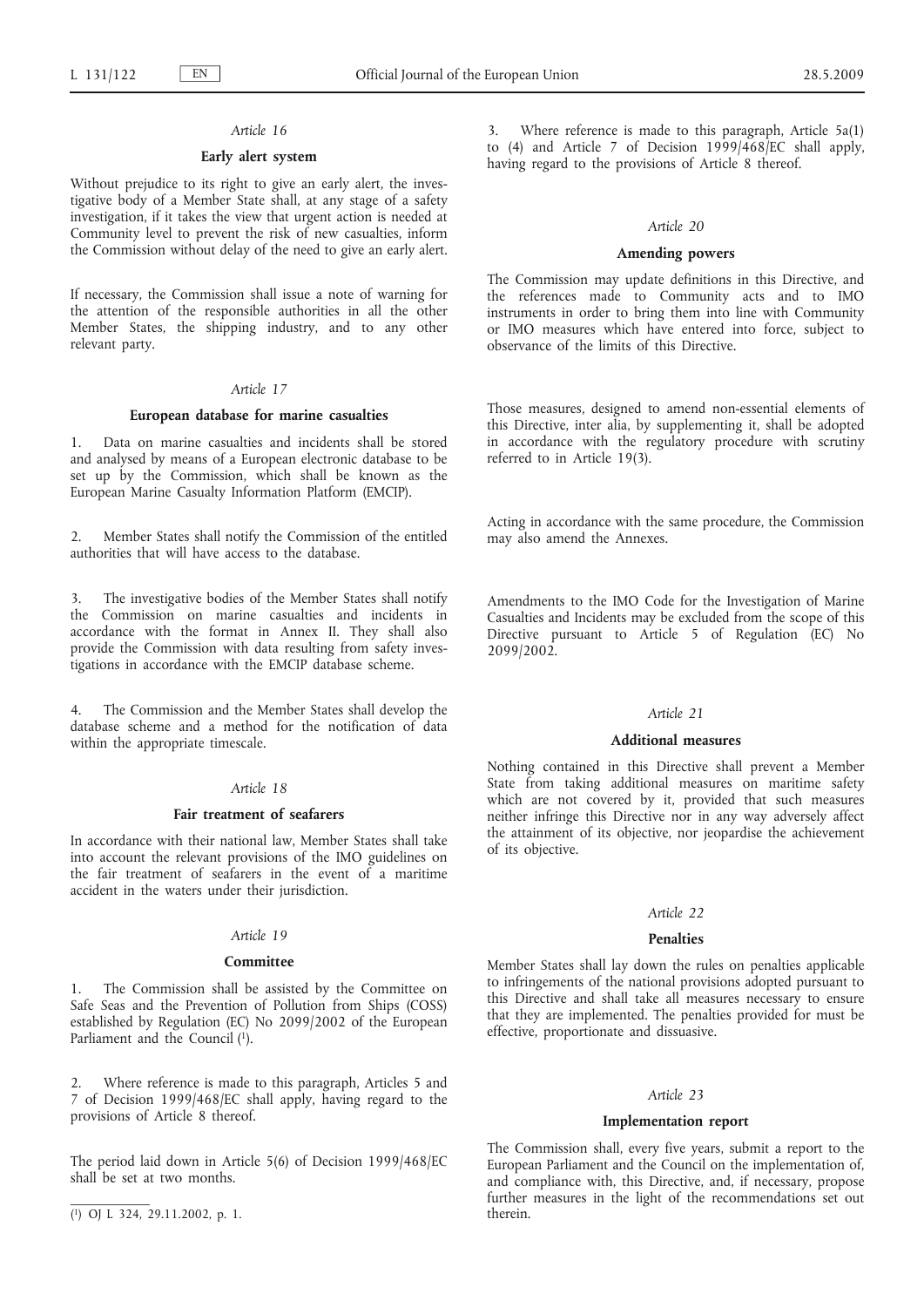*Article 16*

**Early alert system**

Without prejudice to its right to give an early alert, the investigative body of a Member State shall, at any stage of a safety investigation, if it takes the view that urgent action is needed at Community level to prevent the risk of new casualties, inform the Commission without delay of the need to give an early alert.

If necessary, the Commission shall issue a note of warning for the attention of the responsible authorities in all the other Member States, the shipping industry, and to any other relevant party.

*Article 17*

**European database for marine casualties**

1. Data on marine casualties and incidents shall be stored and analysed by means of a European electronic database to be set up by the Commission, which shall be known as the European Marine Casualty Information Platform (EMCIP).

2. Member States shall notify the Commission of the entitled authorities that will have access to the database.

3. The investigative bodies of the Member States shall notify the Commission on marine casualties and incidents in accordance with the format in Annex II. They shall also provide the Commission with data resulting from safety investigations in accordance with the EMCIP database scheme.

4. The Commission and the Member States shall develop the database scheme and a method for the notification of data within the appropriate timescale.

*Article 18*

**Fair treatment of seafarers**

In accordance with their national law, Member States shall take into account the relevant provisions of the IMO guidelines on the fair treatment of seafarers in the event of a maritime accident in the waters under their jurisdiction.

*Article 19*

**Committee**

1. The Commission shall be assisted by the Committee on Safe Seas and the Prevention of Pollution from Ships (COSS) established by Regulation (EC) No 2099/2002 of the European Parliament and the Council [1].

2. Where reference is made to this paragraph, Articles 5 and 7 of Decision 1999/468/EC shall apply, having regard to the provisions of Article 8 thereof.

The period laid down in Article 5(6) of Decision 1999/468/EC shall be set at two months.

3. Where reference is made to this paragraph, Article 5a(1) to (4) and Article 7 of Decision 1999/468/EC shall apply, having regard to the provisions of Article 8 thereof.

*Article 20*

**Amending powers**

The Commission may update definitions in this Directive, and the references made to Community acts and to IMO instruments in order to bring them into line with Community or IMO measures which have entered into force, subject to observance of the limits of this Directive.

Those measures, designed to amend non-essential elements of this Directive, inter alia, by supplementing it, shall be adopted in accordance with the regulatory procedure with scrutiny referred to in Article 19(3).

Acting in accordance with the same procedure, the Commission may also amend the Annexes.

Amendments to the IMO Code for the Investigation of Marine Casualties and Incidents may be excluded from the scope of this Directive pursuant to Article 5 of Regulation (EC) No 2099/2002.

*Article 21*

**Additional measures**

Nothing contained in this Directive shall prevent a Member State from taking additional measures on maritime safety which are not covered by it, provided that such measures neither infringe this Directive nor in any way adversely affect the attainment of its objective, nor jeopardise the achievement of its objective.

*Article 22*

**Penalties**

Member States shall lay down the rules on penalties applicable to infringements of the national provisions adopted pursuant to this Directive and shall take all measures necessary to ensure that they are implemented. The penalties provided for must be effective, proportionate and dissuasive.

*Article 23*

**Implementation report**

The Commission shall, every five years, submit a report to the European Parliament and the Council on the implementation of, and compliance with, this Directive, and, if necessary, propose further measures in the light of the recommendations set out therein.

---

[1] OJ L 324, 29.11.2002, p. 1.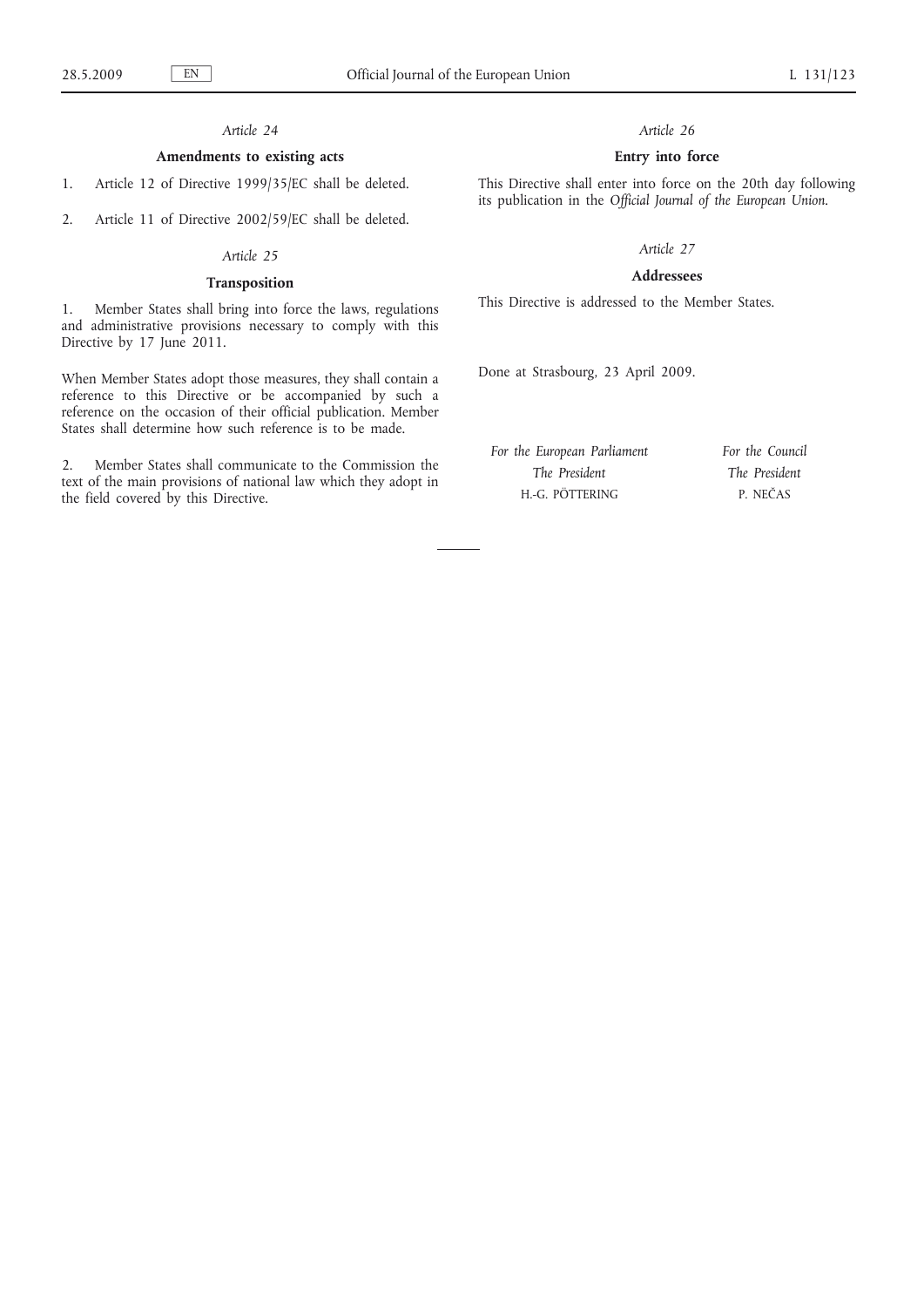*Article 24*

**Amendments to existing acts**

1. Article 12 of Directive 1999/35/EC shall be deleted.

2. Article 11 of Directive 2002/59/EC shall be deleted.

*Article 25*

**Transposition**

1. Member States shall bring into force the laws, regulations and administrative provisions necessary to comply with this Directive by 17 June 2011.

When Member States adopt those measures, they shall contain a reference to this Directive or be accompanied by such a reference on the occasion of their official publication. Member States shall determine how such reference is to be made.

2. Member States shall communicate to the Commission the text of the main provisions of national law which they adopt in the field covered by this Directive.

*Article 26*

**Entry into force**

This Directive shall enter into force on the 20th day following its publication in the *Official Journal of the European Union*.

*Article 27*

**Addressees**

This Directive is addressed to the Member States.

Done at Strasbourg, 23 April 2009.

*For the European Parliament*
*The President*
H.-G. PÖTTERING

*For the Council*
*The President*
P. NEČAS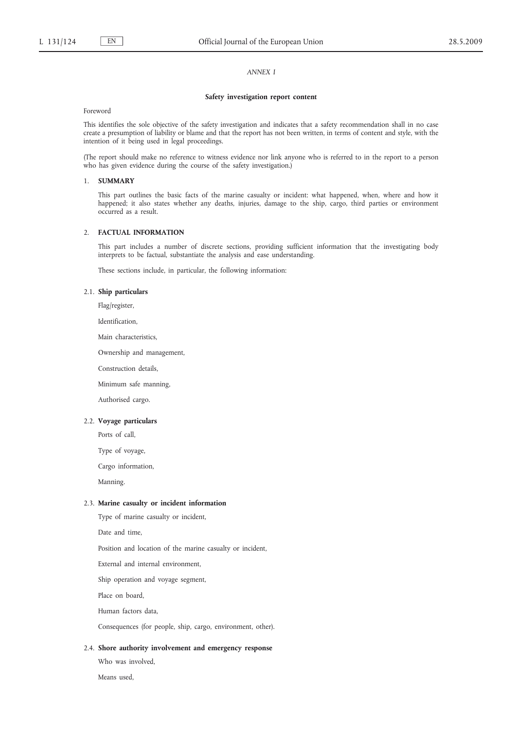*ANNEX I*

## Safety investigation report content

Foreword

This identifies the sole objective of the safety investigation and indicates that a safety recommendation shall in no case create a presumption of liability or blame and that the report has not been written, in terms of content and style, with the intention of it being used in legal proceedings.

(The report should make no reference to witness evidence nor link anyone who is referred to in the report to a person who has given evidence during the course of the safety investigation.)

### 1. SUMMARY

This part outlines the basic facts of the marine casualty or incident: what happened, when, where and how it happened; it also states whether any deaths, injuries, damage to the ship, cargo, third parties or environment occurred as a result.

### 2. FACTUAL INFORMATION

This part includes a number of discrete sections, providing sufficient information that the investigating body interprets to be factual, substantiate the analysis and ease understanding.

These sections include, in particular, the following information:

#### 2.1. Ship particulars

Flag/register,

Identification,

Main characteristics,

Ownership and management,

Construction details,

Minimum safe manning,

Authorised cargo.

#### 2.2. Voyage particulars

Ports of call,

Type of voyage,

Cargo information,

Manning.

#### 2.3. Marine casualty or incident information

Type of marine casualty or incident,

Date and time,

Position and location of the marine casualty or incident,

External and internal environment,

Ship operation and voyage segment,

Place on board,

Human factors data,

Consequences (for people, ship, cargo, environment, other).

#### 2.4. Shore authority involvement and emergency response

Who was involved,

Means used,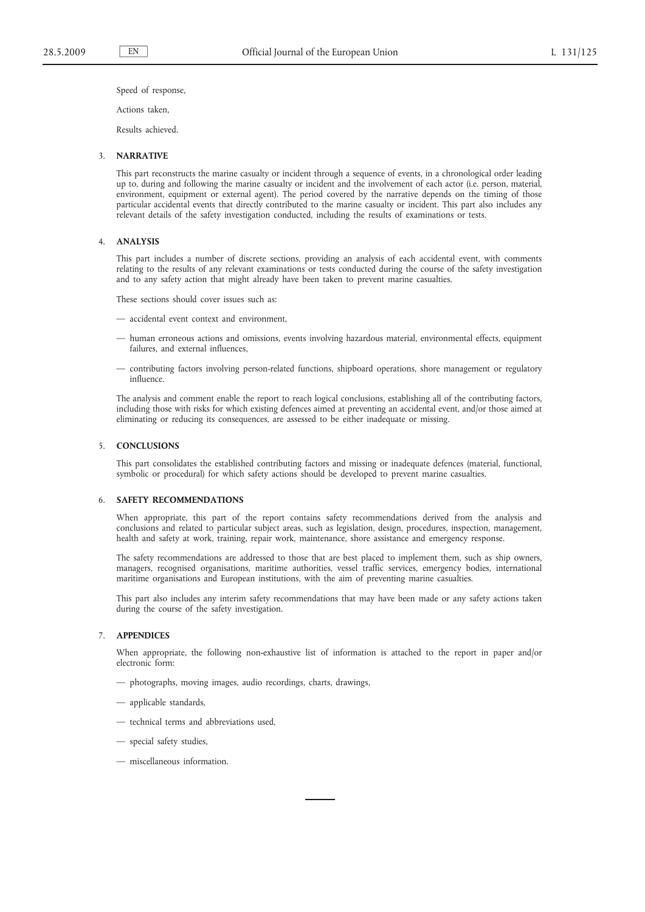Speed of response,

Actions taken,

Results achieved.

## 3. NARRATIVE

This part reconstructs the marine casualty or incident through a sequence of events, in a chronological order leading up to, during and following the marine casualty or incident and the involvement of each actor (i.e. person, material, environment, equipment or external agent). The period covered by the narrative depends on the timing of those particular accidental events that directly contributed to the marine casualty or incident. This part also includes any relevant details of the safety investigation conducted, including the results of examinations or tests.

## 4. ANALYSIS

This part includes a number of discrete sections, providing an analysis of each accidental event, with comments relating to the results of any relevant examinations or tests conducted during the course of the safety investigation and to any safety action that might already have been taken to prevent marine casualties.

These sections should cover issues such as:

— accidental event context and environment,

— human erroneous actions and omissions, events involving hazardous material, environmental effects, equipment failures, and external influences,

— contributing factors involving person-related functions, shipboard operations, shore management or regulatory influence.

The analysis and comment enable the report to reach logical conclusions, establishing all of the contributing factors, including those with risks for which existing defences aimed at preventing an accidental event, and/or those aimed at eliminating or reducing its consequences, are assessed to be either inadequate or missing.

## 5. CONCLUSIONS

This part consolidates the established contributing factors and missing or inadequate defences (material, functional, symbolic or procedural) for which safety actions should be developed to prevent marine casualties.

## 6. SAFETY RECOMMENDATIONS

When appropriate, this part of the report contains safety recommendations derived from the analysis and conclusions and related to particular subject areas, such as legislation, design, procedures, inspection, management, health and safety at work, training, repair work, maintenance, shore assistance and emergency response.

The safety recommendations are addressed to those that are best placed to implement them, such as ship owners, managers, recognised organisations, maritime authorities, vessel traffic services, emergency bodies, international maritime organisations and European institutions, with the aim of preventing marine casualties.

This part also includes any interim safety recommendations that may have been made or any safety actions taken during the course of the safety investigation.

## 7. APPENDICES

When appropriate, the following non-exhaustive list of information is attached to the report in paper and/or electronic form:

— photographs, moving images, audio recordings, charts, drawings,

— applicable standards,

— technical terms and abbreviations used,

— special safety studies,

— miscellaneous information.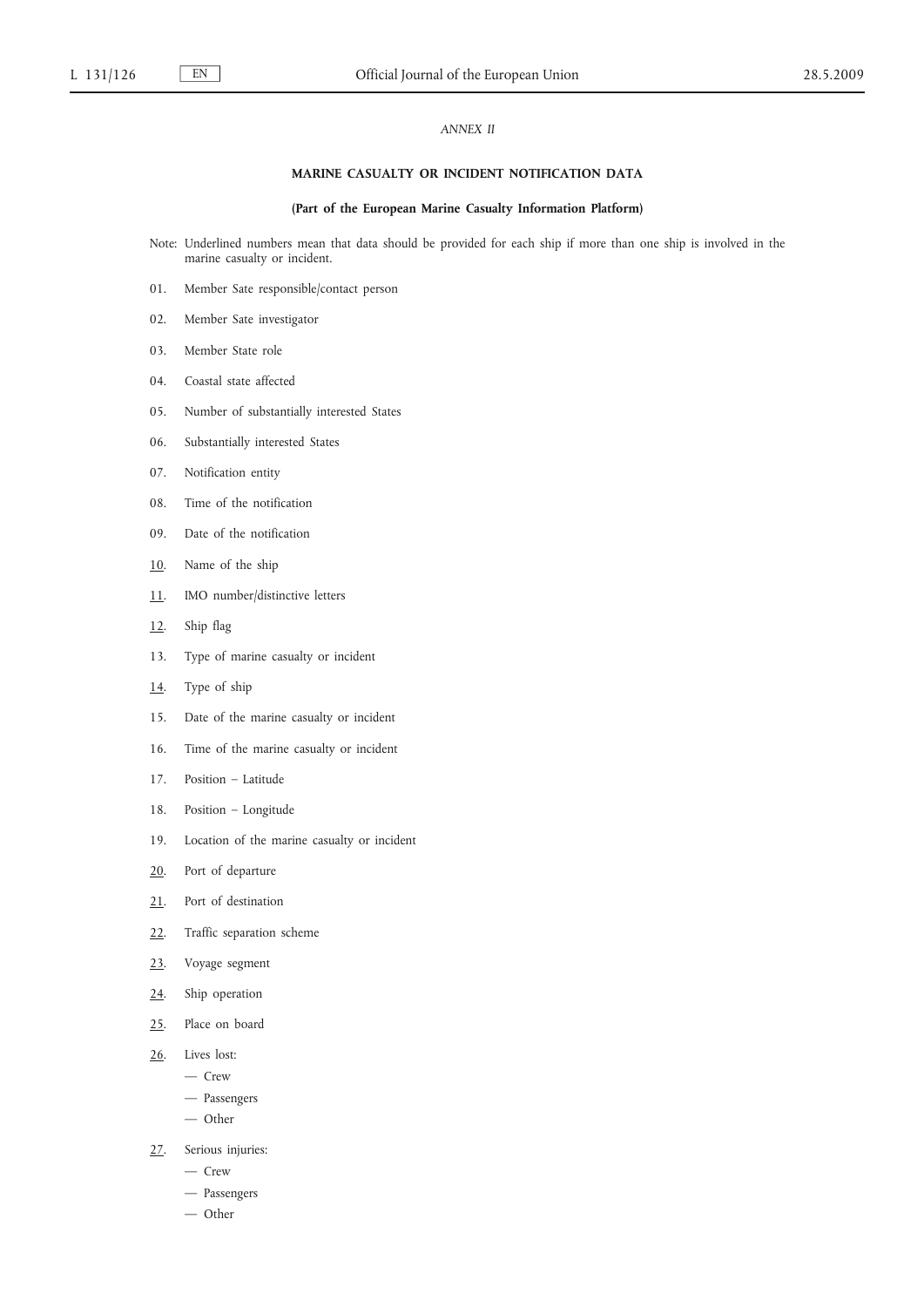*ANNEX II*

**MARINE CASUALTY OR INCIDENT NOTIFICATION DATA**

**(Part of the European Marine Casualty Information Platform)**

Note: Underlined numbers mean that data should be provided for each ship if more than one ship is involved in the marine casualty or incident.

01. Member Sate responsible/contact person

02. Member Sate investigator

03. Member State role

04. Coastal state affected

05. Number of substantially interested States

06. Substantially interested States

07. Notification entity

08. Time of the notification

09. Date of the notification

<u>10</u>. Name of the ship

<u>11</u>. IMO number/distinctive letters

<u>12</u>. Ship flag

13. Type of marine casualty or incident

<u>14</u>. Type of ship

15. Date of the marine casualty or incident

16. Time of the marine casualty or incident

17. Position – Latitude

18. Position – Longitude

19. Location of the marine casualty or incident

<u>20</u>. Port of departure

<u>21</u>. Port of destination

<u>22</u>. Traffic separation scheme

<u>23</u>. Voyage segment

<u>24</u>. Ship operation

<u>25</u>. Place on board

<u>26</u>. Lives lost:
- Crew
- Passengers
- Other

<u>27</u>. Serious injuries:
- Crew
- Passengers
- Other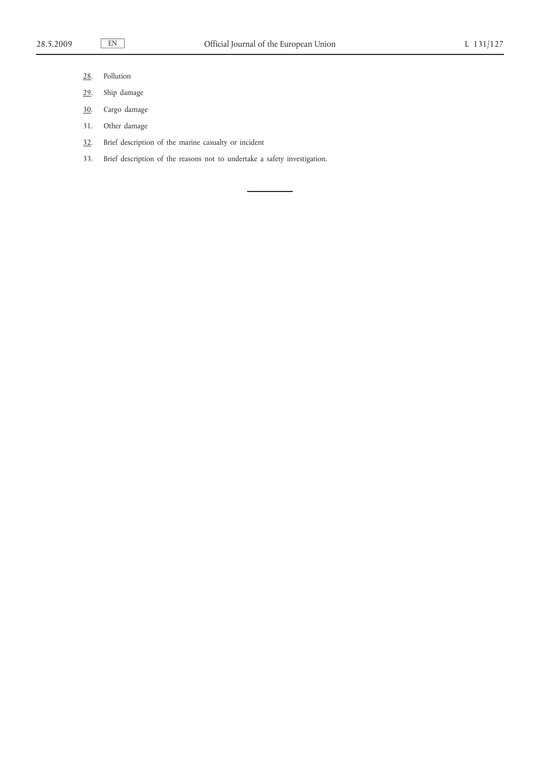28. Pollution
29. Ship damage
30. Cargo damage
31. Other damage
32. Brief description of the marine casualty or incident
33. Brief description of the reasons not to undertake a safety investigation.